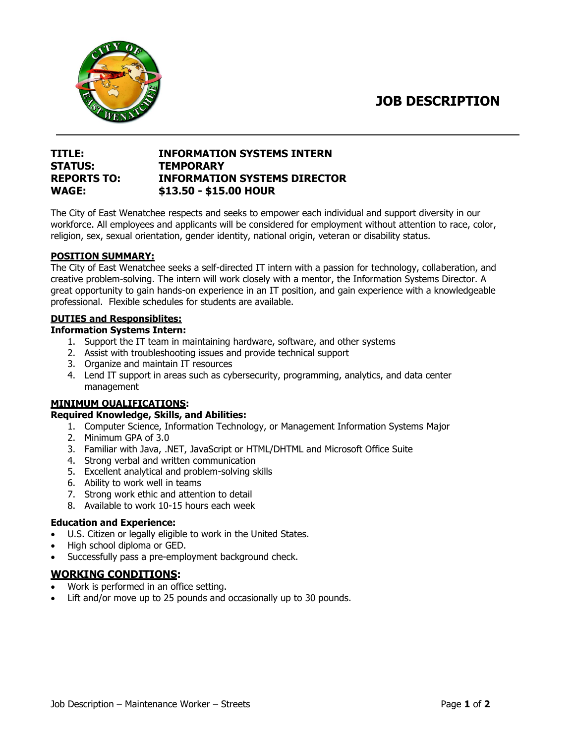# JOB DESCRIPTION

**TITLE:** INFORMATION SYSTEMS INTERN
**STATUS:** TEMPORARY
**REPORTS TO:** INFORMATION SYSTEMS DIRECTOR
**WAGE:** $13.50 - $15.00 HOUR

The City of East Wenatchee respects and seeks to empower each individual and support diversity in our workforce. All employees and applicants will be considered for employment without attention to race, color, religion, sex, sexual orientation, gender identity, national origin, veteran or disability status.

## POSITION SUMMARY:

The City of East Wenatchee seeks a self-directed IT intern with a passion for technology, collaboration, and creative problem-solving. The intern will work closely with a mentor, the Information Systems Director. A great opportunity to gain hands-on experience in an IT position, and gain experience with a knowledgeable professional. Flexible schedules for students are available.

## DUTIES and Responsiblites:

### Information Systems Intern:

1. Support the IT team in maintaining hardware, software, and other systems
2. Assist with troubleshooting issues and provide technical support
3. Organize and maintain IT resources
4. Lend IT support in areas such as cybersecurity, programming, analytics, and data center management

## MINIMUM QUALIFICATIONS:

### Required Knowledge, Skills, and Abilities:

1. Computer Science, Information Technology, or Management Information Systems Major
2. Minimum GPA of 3.0
3. Familiar with Java, .NET, JavaScript or HTML/DHTML and Microsoft Office Suite
4. Strong verbal and written communication
5. Excellent analytical and problem-solving skills
6. Ability to work well in teams
7. Strong work ethic and attention to detail
8. Available to work 10-15 hours each week

### Education and Experience:

- U.S. Citizen or legally eligible to work in the United States.
- High school diploma or GED.
- Successfully pass a pre-employment background check.

## WORKING CONDITIONS:

- Work is performed in an office setting.
- Lift and/or move up to 25 pounds and occasionally up to 30 pounds.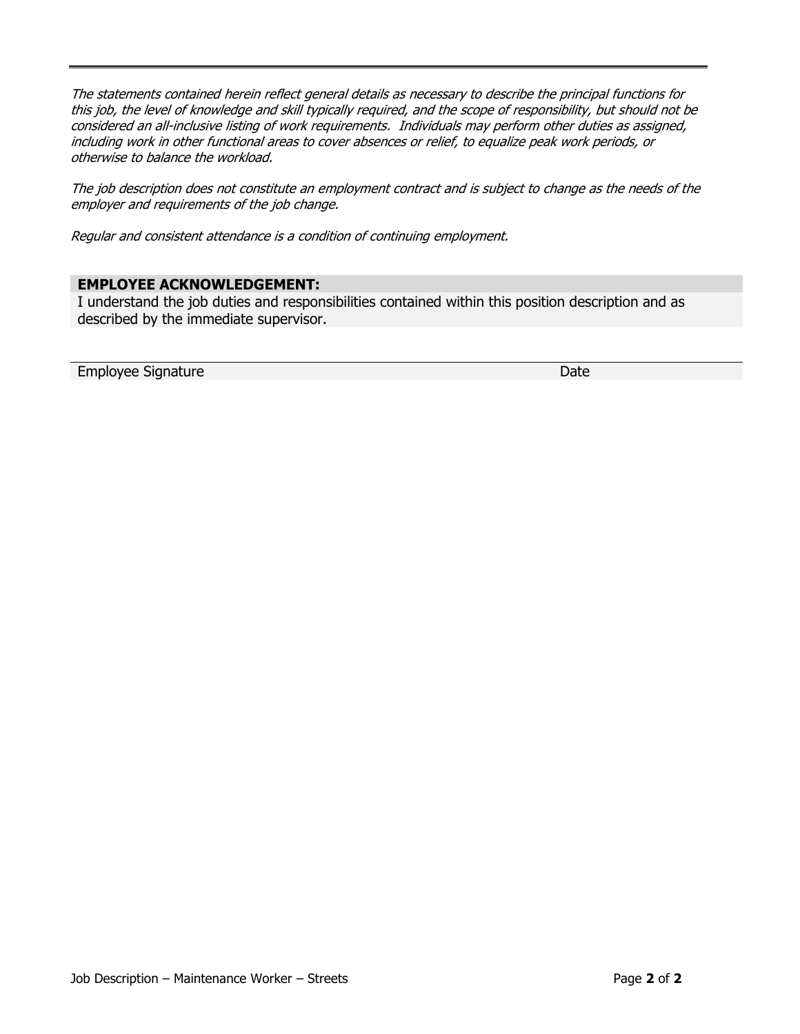*The statements contained herein reflect general details as necessary to describe the principal functions for this job, the level of knowledge and skill typically required, and the scope of responsibility, but should not be considered an all-inclusive listing of work requirements. Individuals may perform other duties as assigned, including work in other functional areas to cover absences or relief, to equalize peak work periods, or otherwise to balance the workload.*

*The job description does not constitute an employment contract and is subject to change as the needs of the employer and requirements of the job change.*

*Regular and consistent attendance is a condition of continuing employment.*

**EMPLOYEE ACKNOWLEDGEMENT:**

I understand the job duties and responsibilities contained within this position description and as described by the immediate supervisor.

Employee Signature                                                                                    Date